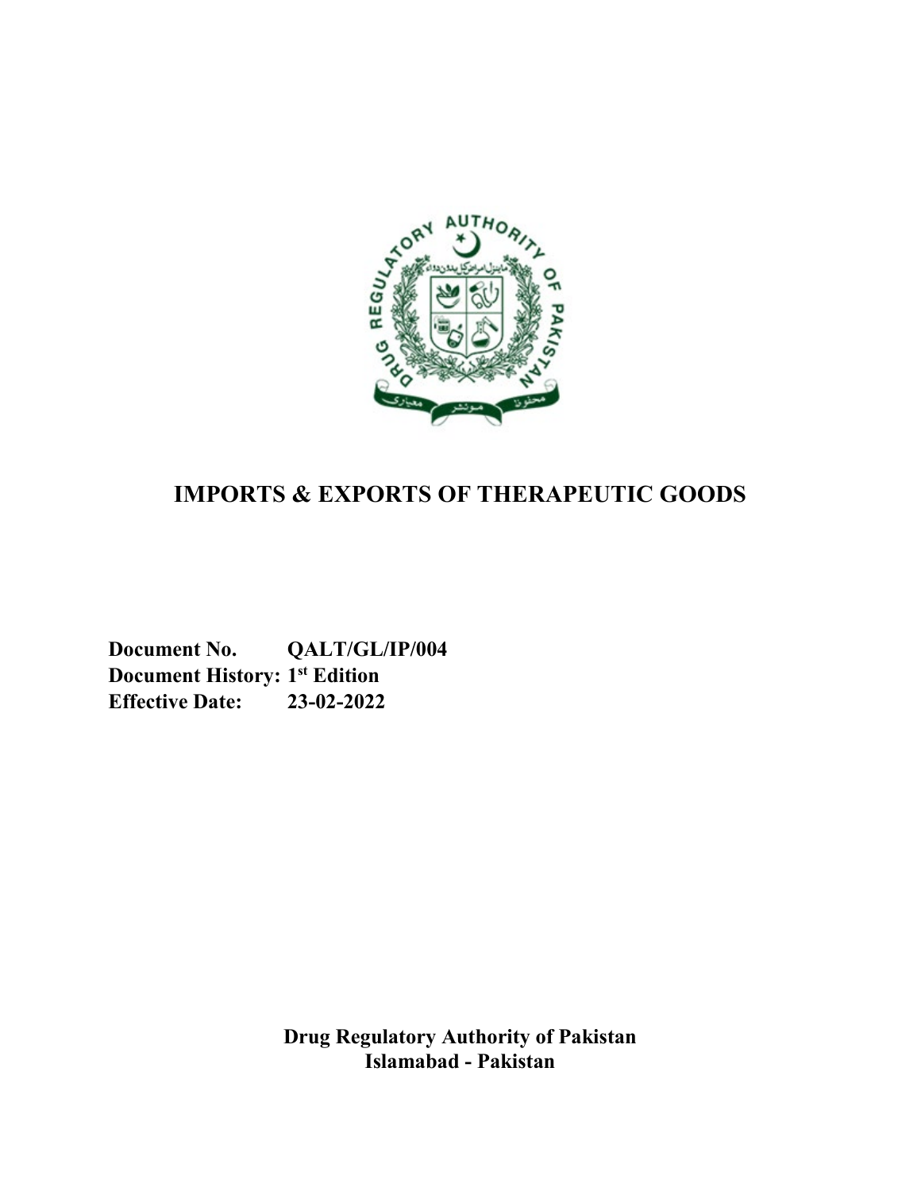# IMPORTS & EXPORTS OF THERAPEUTIC GOODS

**Document No.** **QALT/GL/IP/004**
**Document History: 1st Edition**
**Effective Date:** **23-02-2022**

**Drug Regulatory Authority of Pakistan**
**Islamabad - Pakistan**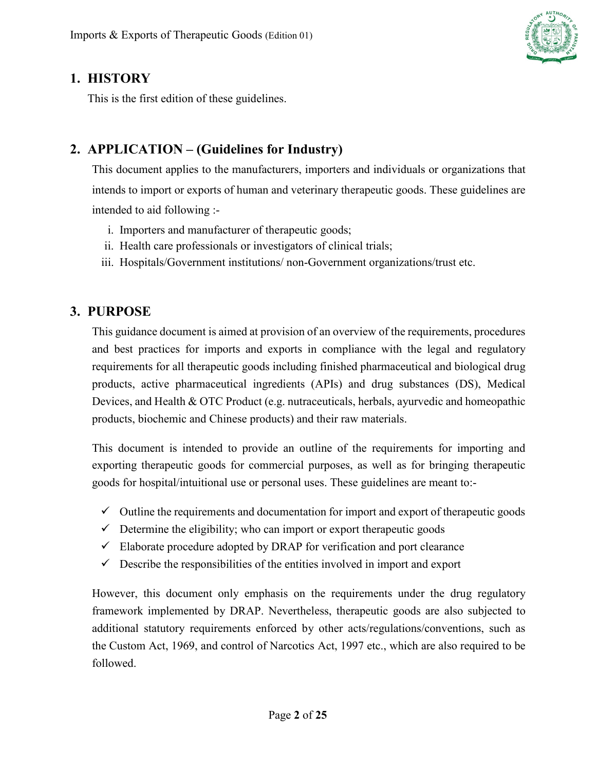## 1. HISTORY

This is the first edition of these guidelines.

## 2. APPLICATION – (Guidelines for Industry)

This document applies to the manufacturers, importers and individuals or organizations that intends to import or exports of human and veterinary therapeutic goods. These guidelines are intended to aid following :-

i. Importers and manufacturer of therapeutic goods;
ii. Health care professionals or investigators of clinical trials;
iii. Hospitals/Government institutions/ non-Government organizations/trust etc.

## 3. PURPOSE

This guidance document is aimed at provision of an overview of the requirements, procedures and best practices for imports and exports in compliance with the legal and regulatory requirements for all therapeutic goods including finished pharmaceutical and biological drug products, active pharmaceutical ingredients (APIs) and drug substances (DS), Medical Devices, and Health & OTC Product (e.g. nutraceuticals, herbals, ayurvedic and homeopathic products, biochemic and Chinese products) and their raw materials.

This document is intended to provide an outline of the requirements for importing and exporting therapeutic goods for commercial purposes, as well as for bringing therapeutic goods for hospital/intuitional use or personal uses. These guidelines are meant to:-

- ✓ Outline the requirements and documentation for import and export of therapeutic goods
- ✓ Determine the eligibility; who can import or export therapeutic goods
- ✓ Elaborate procedure adopted by DRAP for verification and port clearance
- ✓ Describe the responsibilities of the entities involved in import and export

However, this document only emphasis on the requirements under the drug regulatory framework implemented by DRAP. Nevertheless, therapeutic goods are also subjected to additional statutory requirements enforced by other acts/regulations/conventions, such as the Custom Act, 1969, and control of Narcotics Act, 1997 etc., which are also required to be followed.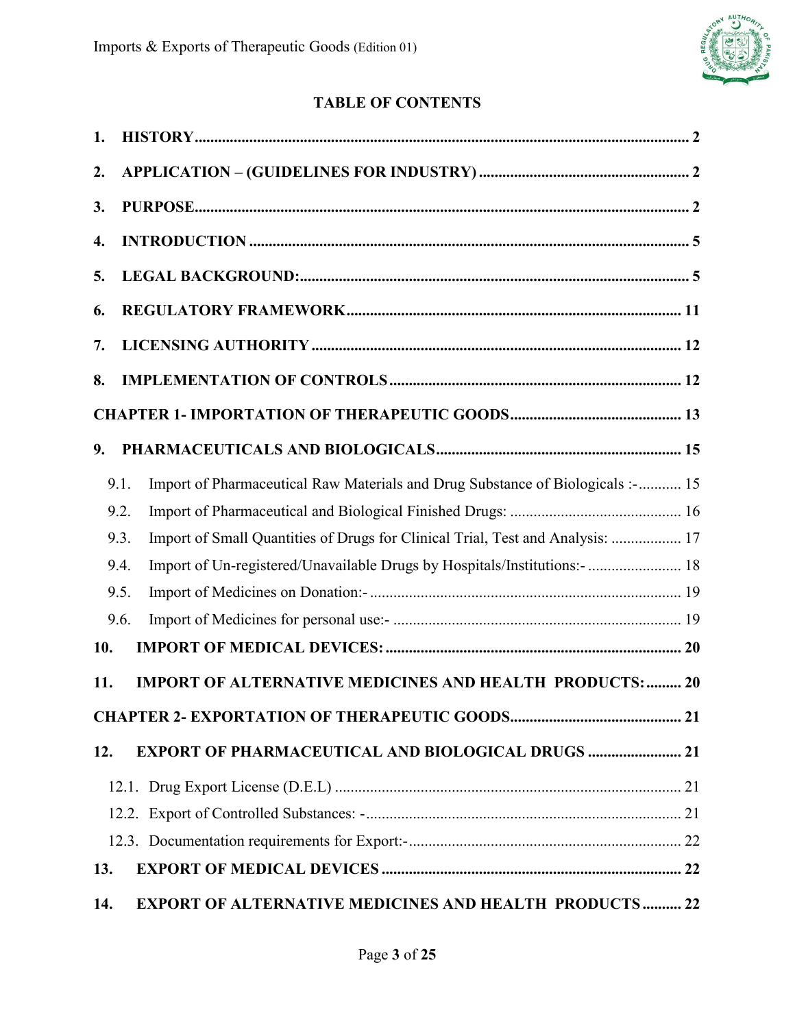## TABLE OF CONTENTS

1. HISTORY .......... 2
2. APPLICATION – (GUIDELINES FOR INDUSTRY) .......... 2
3. PURPOSE .......... 2
4. INTRODUCTION .......... 5
5. LEGAL BACKGROUND: .......... 5
6. REGULATORY FRAMEWORK .......... 11
7. LICENSING AUTHORITY .......... 12
8. IMPLEMENTATION OF CONTROLS .......... 12

CHAPTER 1- IMPORTATION OF THERAPEUTIC GOODS .......... 13

9. PHARMACEUTICALS AND BIOLOGICALS .......... 15
   - 9.1. Import of Pharmaceutical Raw Materials and Drug Substance of Biologicals :- .......... 15
   - 9.2. Import of Pharmaceutical and Biological Finished Drugs: .......... 16
   - 9.3. Import of Small Quantities of Drugs for Clinical Trial, Test and Analysis: .......... 17
   - 9.4. Import of Un-registered/Unavailable Drugs by Hospitals/Institutions:- .......... 18
   - 9.5. Import of Medicines on Donation:- .......... 19
   - 9.6. Import of Medicines for personal use:- .......... 19
10. IMPORT OF MEDICAL DEVICES: .......... 20
11. IMPORT OF ALTERNATIVE MEDICINES AND HEALTH PRODUCTS: .......... 20

CHAPTER 2- EXPORTATION OF THERAPEUTIC GOODS .......... 21

12. EXPORT OF PHARMACEUTICAL AND BIOLOGICAL DRUGS .......... 21
   - 12.1. Drug Export License (D.E.L) .......... 21
   - 12.2. Export of Controlled Substances: - .......... 21
   - 12.3. Documentation requirements for Export:- .......... 22
13. EXPORT OF MEDICAL DEVICES .......... 22
14. EXPORT OF ALTERNATIVE MEDICINES AND HEALTH PRODUCTS .......... 22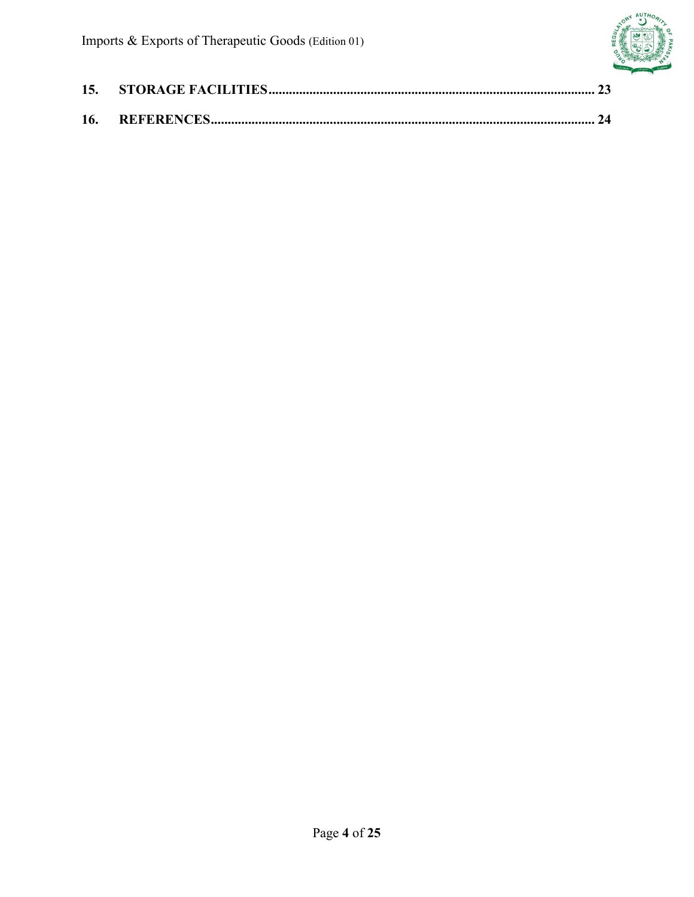**15. STORAGE FACILITIES............................................................................................ 23**

**16. REFERENCES.............................................................................................................. 24**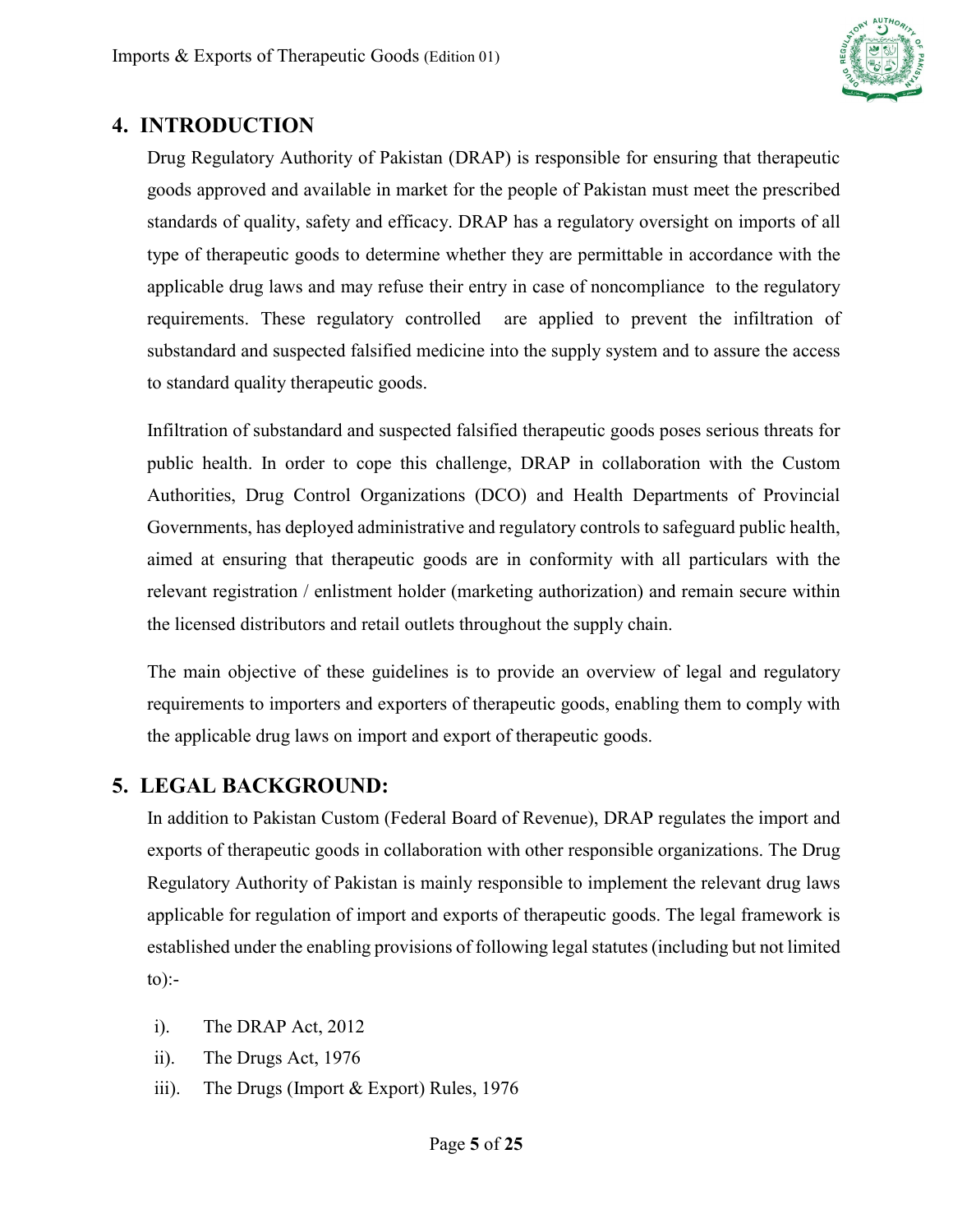## 4. INTRODUCTION

Drug Regulatory Authority of Pakistan (DRAP) is responsible for ensuring that therapeutic goods approved and available in market for the people of Pakistan must meet the prescribed standards of quality, safety and efficacy. DRAP has a regulatory oversight on imports of all type of therapeutic goods to determine whether they are permittable in accordance with the applicable drug laws and may refuse their entry in case of noncompliance to the regulatory requirements. These regulatory controlled are applied to prevent the infiltration of substandard and suspected falsified medicine into the supply system and to assure the access to standard quality therapeutic goods.

Infiltration of substandard and suspected falsified therapeutic goods poses serious threats for public health. In order to cope this challenge, DRAP in collaboration with the Custom Authorities, Drug Control Organizations (DCO) and Health Departments of Provincial Governments, has deployed administrative and regulatory controls to safeguard public health, aimed at ensuring that therapeutic goods are in conformity with all particulars with the relevant registration / enlistment holder (marketing authorization) and remain secure within the licensed distributors and retail outlets throughout the supply chain.

The main objective of these guidelines is to provide an overview of legal and regulatory requirements to importers and exporters of therapeutic goods, enabling them to comply with the applicable drug laws on import and export of therapeutic goods.

## 5. LEGAL BACKGROUND:

In addition to Pakistan Custom (Federal Board of Revenue), DRAP regulates the import and exports of therapeutic goods in collaboration with other responsible organizations. The Drug Regulatory Authority of Pakistan is mainly responsible to implement the relevant drug laws applicable for regulation of import and exports of therapeutic goods. The legal framework is established under the enabling provisions of following legal statutes (including but not limited to):-

i). The DRAP Act, 2012

ii). The Drugs Act, 1976

iii). The Drugs (Import & Export) Rules, 1976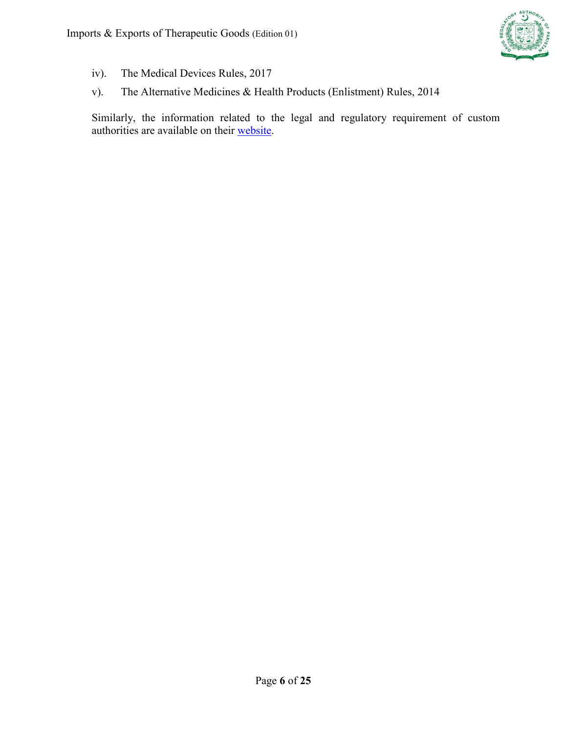iv). The Medical Devices Rules, 2017

v). The Alternative Medicines & Health Products (Enlistment) Rules, 2014

Similarly, the information related to the legal and regulatory requirement of custom authorities are available on their website.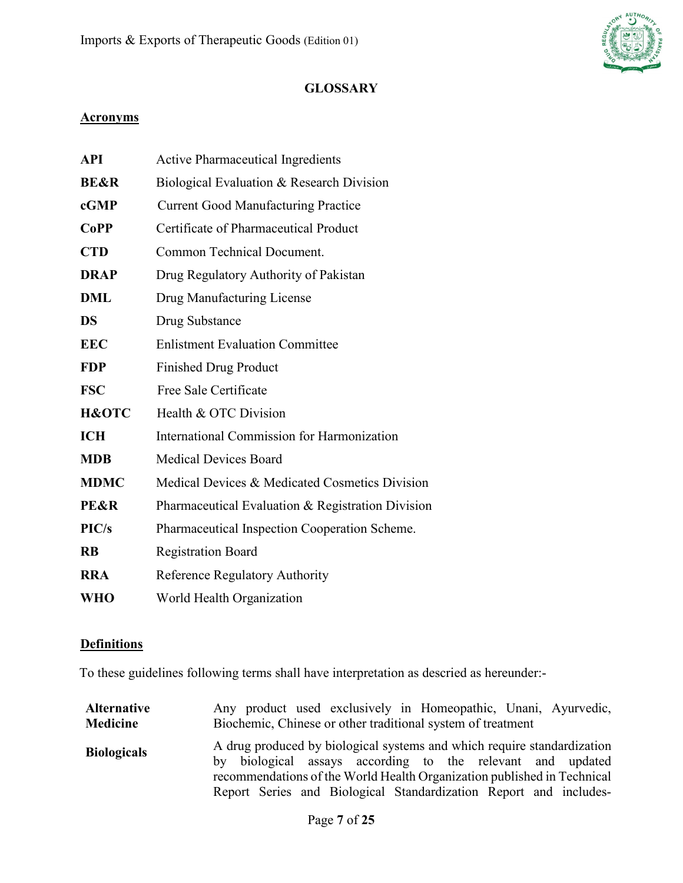## GLOSSARY

### Acronyms

| | |
|---|---|
| **API** | Active Pharmaceutical Ingredients |
| **BE&R** | Biological Evaluation & Research Division |
| **cGMP** | Current Good Manufacturing Practice |
| **CoPP** | Certificate of Pharmaceutical Product |
| **CTD** | Common Technical Document. |
| **DRAP** | Drug Regulatory Authority of Pakistan |
| **DML** | Drug Manufacturing License |
| **DS** | Drug Substance |
| **EEC** | Enlistment Evaluation Committee |
| **FDP** | Finished Drug Product |
| **FSC** | Free Sale Certificate |
| **H&OTC** | Health & OTC Division |
| **ICH** | International Commission for Harmonization |
| **MDB** | Medical Devices Board |
| **MDMC** | Medical Devices & Medicated Cosmetics Division |
| **PE&R** | Pharmaceutical Evaluation & Registration Division |
| **PIC/s** | Pharmaceutical Inspection Cooperation Scheme. |
| **RB** | Registration Board |
| **RRA** | Reference Regulatory Authority |
| **WHO** | World Health Organization |

### Definitions

To these guidelines following terms shall have interpretation as descried as hereunder:-

| | |
|---|---|
| **Alternative Medicine** | Any product used exclusively in Homeopathic, Unani, Ayurvedic, Biochemic, Chinese or other traditional system of treatment |
| **Biologicals** | A drug produced by biological systems and which require standardization by biological assays according to the relevant and updated recommendations of the World Health Organization published in Technical Report Series and Biological Standardization Report and includes- |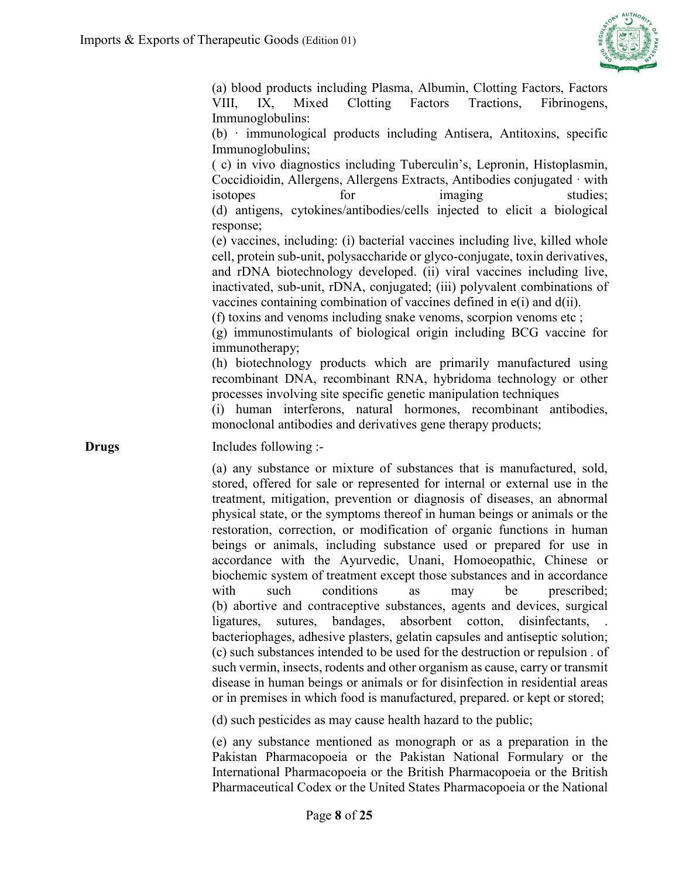(a) blood products including Plasma, Albumin, Clotting Factors, Factors VIII, IX, Mixed Clotting Factors Tractions, Fibrinogens, Immunoglobulins:

(b) · immunological products including Antisera, Antitoxins, specific Immunoglobulins;

( c) in vivo diagnostics including Tuberculin's, Lepronin, Histoplasmin, Coccidioidin, Allergens, Allergens Extracts, Antibodies conjugated · with isotopes for imaging studies;

(d) antigens, cytokines/antibodies/cells injected to elicit a biological response;

(e) vaccines, including: (i) bacterial vaccines including live, killed whole cell, protein sub-unit, polysaccharide or glyco-conjugate, toxin derivatives, and rDNA biotechnology developed. (ii) viral vaccines including live, inactivated, sub-unit, rDNA, conjugated; (iii) polyvalent combinations of vaccines containing combination of vaccines defined in e(i) and d(ii).

(f) toxins and venoms including snake venoms, scorpion venoms etc ;

(g) immunostimulants of biological origin including BCG vaccine for immunotherapy;

(h) biotechnology products which are primarily manufactured using recombinant DNA, recombinant RNA, hybridoma technology or other processes involving site specific genetic manipulation techniques

(i) human interferons, natural hormones, recombinant antibodies, monoclonal antibodies and derivatives gene therapy products;

**Drugs** Includes following :-

(a) any substance or mixture of substances that is manufactured, sold, stored, offered for sale or represented for internal or external use in the treatment, mitigation, prevention or diagnosis of diseases, an abnormal physical state, or the symptoms thereof in human beings or animals or the restoration, correction, or modification of organic functions in human beings or animals, including substance used or prepared for use in accordance with the Ayurvedic, Unani, Homoeopathic, Chinese or biochemic system of treatment except those substances and in accordance with such conditions as may be prescribed;

(b) abortive and contraceptive substances, agents and devices, surgical ligatures, sutures, bandages, absorbent cotton, disinfectants, . bacteriophages, adhesive plasters, gelatin capsules and antiseptic solution;

(c) such substances intended to be used for the destruction or repulsion . of such vermin, insects, rodents and other organism as cause, carry or transmit disease in human beings or animals or for disinfection in residential areas or in premises in which food is manufactured, prepared. or kept or stored;

(d) such pesticides as may cause health hazard to the public;

(e) any substance mentioned as monograph or as a preparation in the Pakistan Pharmacopoeia or the Pakistan National Formulary or the International Pharmacopoeia or the British Pharmacopoeia or the British Pharmaceutical Codex or the United States Pharmacopoeia or the National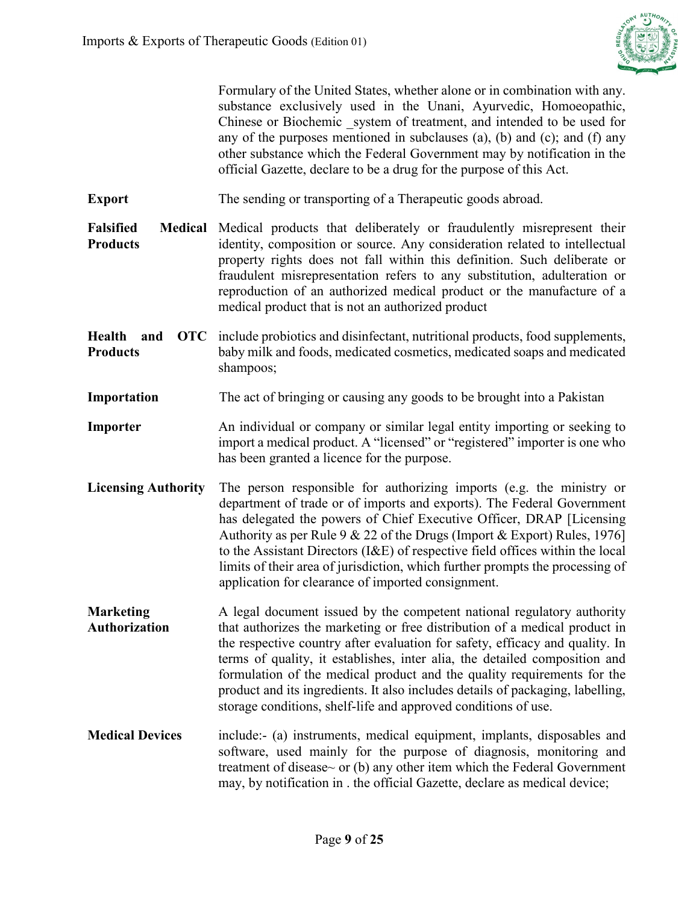Formulary of the United States, whether alone or in combination with any. substance exclusively used in the Unani, Ayurvedic, Homoeopathic, Chinese or Biochemic _system of treatment, and intended to be used for any of the purposes mentioned in subclauses (a), (b) and (c); and (f) any other substance which the Federal Government may by notification in the official Gazette, declare to be a drug for the purpose of this Act.

| | |
|---|---|
| **Export** | The sending or transporting of a Therapeutic goods abroad. |
| **Falsified Medical Products** | Medical products that deliberately or fraudulently misrepresent their identity, composition or source. Any consideration related to intellectual property rights does not fall within this definition. Such deliberate or fraudulent misrepresentation refers to any substitution, adulteration or reproduction of an authorized medical product or the manufacture of a medical product that is not an authorized product |
| **Health and OTC Products** | include probiotics and disinfectant, nutritional products, food supplements, baby milk and foods, medicated cosmetics, medicated soaps and medicated shampoos; |
| **Importation** | The act of bringing or causing any goods to be brought into a Pakistan |
| **Importer** | An individual or company or similar legal entity importing or seeking to import a medical product. A "licensed" or "registered" importer is one who has been granted a licence for the purpose. |
| **Licensing Authority** | The person responsible for authorizing imports (e.g. the ministry or department of trade or of imports and exports). The Federal Government has delegated the powers of Chief Executive Officer, DRAP [Licensing Authority as per Rule 9 & 22 of the Drugs (Import & Export) Rules, 1976] to the Assistant Directors (I&E) of respective field offices within the local limits of their area of jurisdiction, which further prompts the processing of application for clearance of imported consignment. |
| **Marketing Authorization** | A legal document issued by the competent national regulatory authority that authorizes the marketing or free distribution of a medical product in the respective country after evaluation for safety, efficacy and quality. In terms of quality, it establishes, inter alia, the detailed composition and formulation of the medical product and the quality requirements for the product and its ingredients. It also includes details of packaging, labelling, storage conditions, shelf-life and approved conditions of use. |
| **Medical Devices** | include:- (a) instruments, medical equipment, implants, disposables and software, used mainly for the purpose of diagnosis, monitoring and treatment of disease~ or (b) any other item which the Federal Government may, by notification in . the official Gazette, declare as medical device; |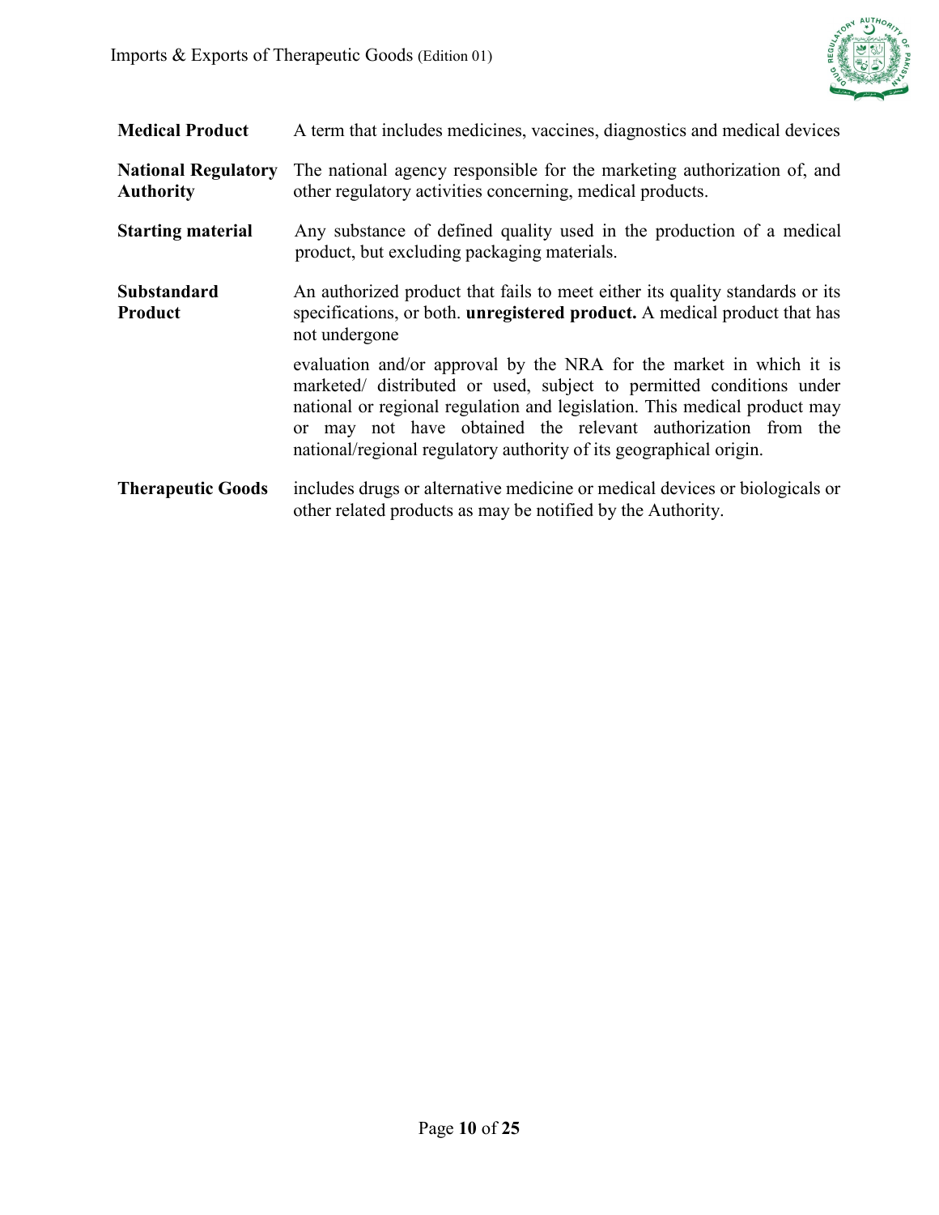| | |
|---|---|
| **Medical Product** | A term that includes medicines, vaccines, diagnostics and medical devices |
| **National Regulatory Authority** | The national agency responsible for the marketing authorization of, and other regulatory activities concerning, medical products. |
| **Starting material** | Any substance of defined quality used in the production of a medical product, but excluding packaging materials. |
| **Substandard Product** | An authorized product that fails to meet either its quality standards or its specifications, or both. **unregistered product.** A medical product that has not undergone<br><br>evaluation and/or approval by the NRA for the market in which it is marketed/ distributed or used, subject to permitted conditions under national or regional regulation and legislation. This medical product may or may not have obtained the relevant authorization from the national/regional regulatory authority of its geographical origin. |
| **Therapeutic Goods** | includes drugs or alternative medicine or medical devices or biologicals or other related products as may be notified by the Authority. |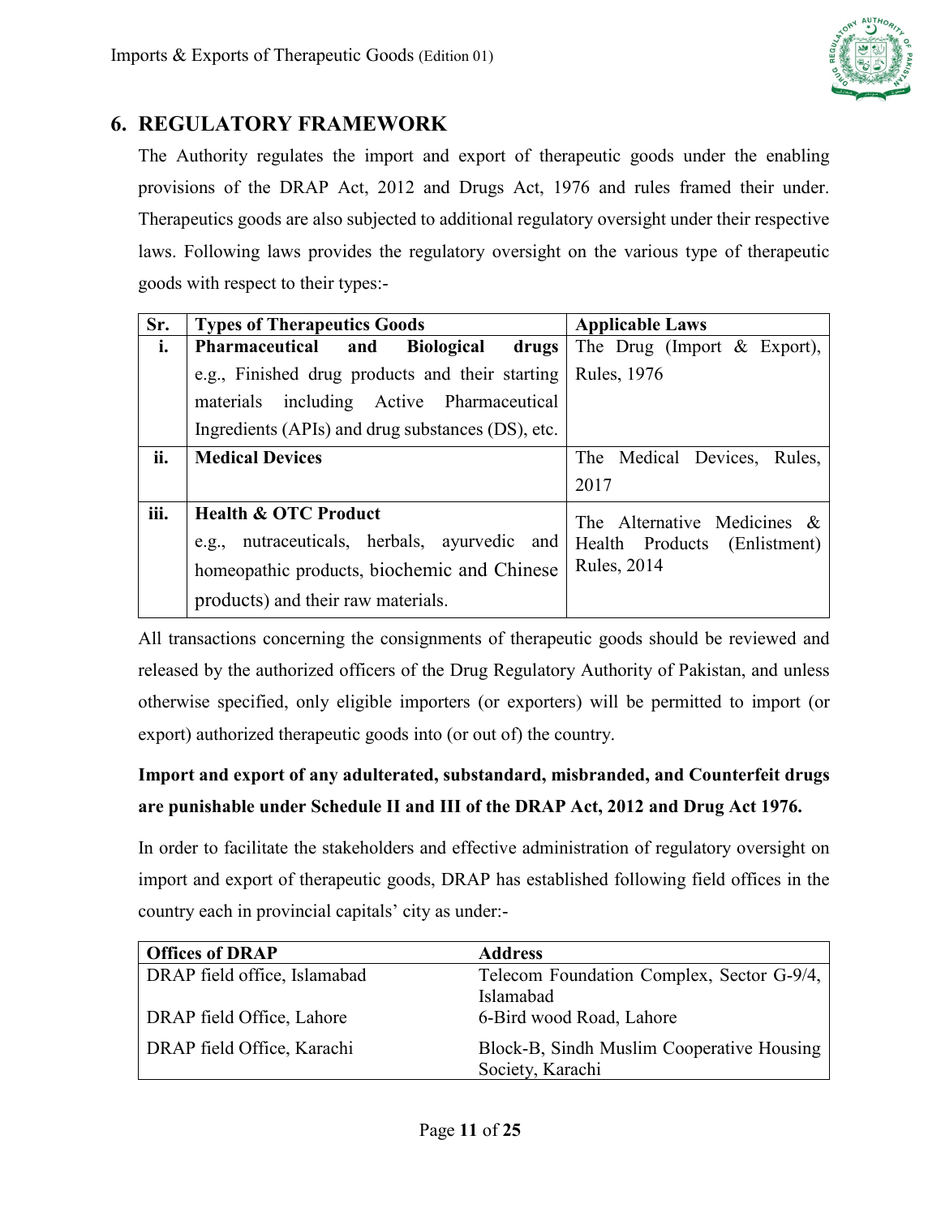## 6. REGULATORY FRAMEWORK

The Authority regulates the import and export of therapeutic goods under the enabling provisions of the DRAP Act, 2012 and Drugs Act, 1976 and rules framed their under. Therapeutics goods are also subjected to additional regulatory oversight under their respective laws. Following laws provides the regulatory oversight on the various type of therapeutic goods with respect to their types:-

| Sr. | Types of Therapeutics Goods | Applicable Laws |
|---|---|---|
| i. | **Pharmaceutical and Biological drugs** e.g., Finished drug products and their starting materials including Active Pharmaceutical Ingredients (APIs) and drug substances (DS), etc. | The Drug (Import & Export), Rules, 1976 |
| ii. | **Medical Devices** | The Medical Devices, Rules, 2017 |
| iii. | **Health & OTC Product** e.g., nutraceuticals, herbals, ayurvedic and homeopathic products, biochemic and Chinese products) and their raw materials. | The Alternative Medicines & Health Products (Enlistment) Rules, 2014 |

All transactions concerning the consignments of therapeutic goods should be reviewed and released by the authorized officers of the Drug Regulatory Authority of Pakistan, and unless otherwise specified, only eligible importers (or exporters) will be permitted to import (or export) authorized therapeutic goods into (or out of) the country.

**Import and export of any adulterated, substandard, misbranded, and Counterfeit drugs are punishable under Schedule II and III of the DRAP Act, 2012 and Drug Act 1976.**

In order to facilitate the stakeholders and effective administration of regulatory oversight on import and export of therapeutic goods, DRAP has established following field offices in the country each in provincial capitals' city as under:-

| Offices of DRAP | Address |
|---|---|
| DRAP field office, Islamabad | Telecom Foundation Complex, Sector G-9/4, Islamabad |
| DRAP field Office, Lahore | 6-Bird wood Road, Lahore |
| DRAP field Office, Karachi | Block-B, Sindh Muslim Cooperative Housing Society, Karachi |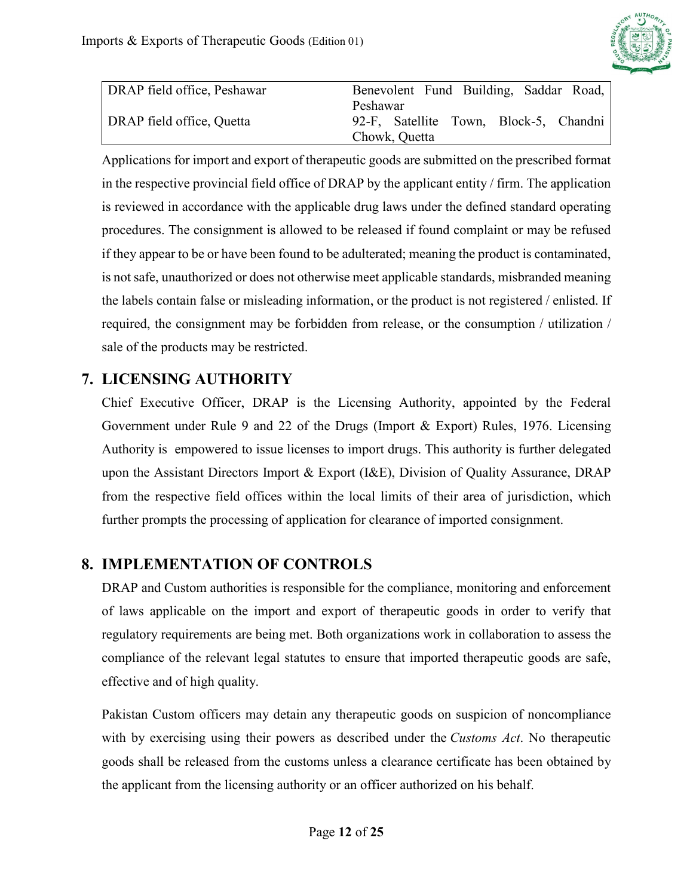| DRAP field office, Peshawar | Benevolent Fund Building, Saddar Road, Peshawar |
| --- | --- |
| DRAP field office, Quetta | 92-F, Satellite Town, Block-5, Chandni Chowk, Quetta |

Applications for import and export of therapeutic goods are submitted on the prescribed format in the respective provincial field office of DRAP by the applicant entity / firm. The application is reviewed in accordance with the applicable drug laws under the defined standard operating procedures. The consignment is allowed to be released if found complaint or may be refused if they appear to be or have been found to be adulterated; meaning the product is contaminated, is not safe, unauthorized or does not otherwise meet applicable standards, misbranded meaning the labels contain false or misleading information, or the product is not registered / enlisted. If required, the consignment may be forbidden from release, or the consumption / utilization / sale of the products may be restricted.

## 7. LICENSING AUTHORITY

Chief Executive Officer, DRAP is the Licensing Authority, appointed by the Federal Government under Rule 9 and 22 of the Drugs (Import & Export) Rules, 1976. Licensing Authority is empowered to issue licenses to import drugs. This authority is further delegated upon the Assistant Directors Import & Export (I&E), Division of Quality Assurance, DRAP from the respective field offices within the local limits of their area of jurisdiction, which further prompts the processing of application for clearance of imported consignment.

## 8. IMPLEMENTATION OF CONTROLS

DRAP and Custom authorities is responsible for the compliance, monitoring and enforcement of laws applicable on the import and export of therapeutic goods in order to verify that regulatory requirements are being met. Both organizations work in collaboration to assess the compliance of the relevant legal statutes to ensure that imported therapeutic goods are safe, effective and of high quality.

Pakistan Custom officers may detain any therapeutic goods on suspicion of noncompliance with by exercising using their powers as described under the *Customs Act*. No therapeutic goods shall be released from the customs unless a clearance certificate has been obtained by the applicant from the licensing authority or an officer authorized on his behalf.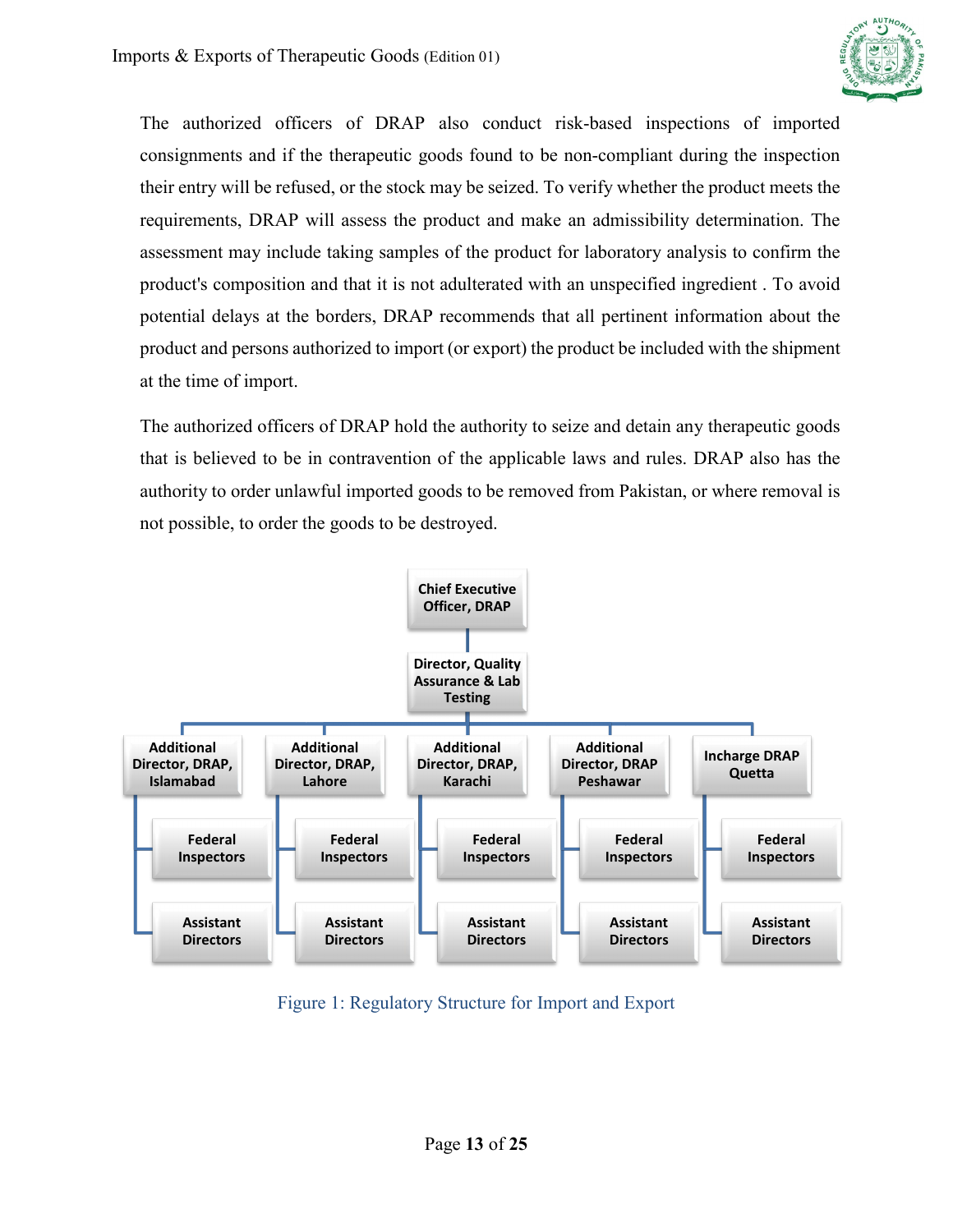The authorized officers of DRAP also conduct risk-based inspections of imported consignments and if the therapeutic goods found to be non-compliant during the inspection their entry will be refused, or the stock may be seized. To verify whether the product meets the requirements, DRAP will assess the product and make an admissibility determination. The assessment may include taking samples of the product for laboratory analysis to confirm the product's composition and that it is not adulterated with an unspecified ingredient . To avoid potential delays at the borders, DRAP recommends that all pertinent information about the product and persons authorized to import (or export) the product be included with the shipment at the time of import.

The authorized officers of DRAP hold the authority to seize and detain any therapeutic goods that is believed to be in contravention of the applicable laws and rules. DRAP also has the authority to order unlawful imported goods to be removed from Pakistan, or where removal is not possible, to order the goods to be destroyed.

- **Chief Executive Officer, DRAP**
  - **Director, Quality Assurance & Lab Testing**
    - **Additional Director, DRAP, Islamabad**
      - Federal Inspectors
      - Assistant Directors
    - **Additional Director, DRAP, Lahore**
      - Federal Inspectors
      - Assistant Directors
    - **Additional Director, DRAP, Karachi**
      - Federal Inspectors
      - Assistant Directors
    - **Additional Director, DRAP Peshawar**
      - Federal Inspectors
      - Assistant Directors
    - **Incharge DRAP Quetta**
      - Federal Inspectors
      - Assistant Directors

Figure 1: Regulatory Structure for Import and Export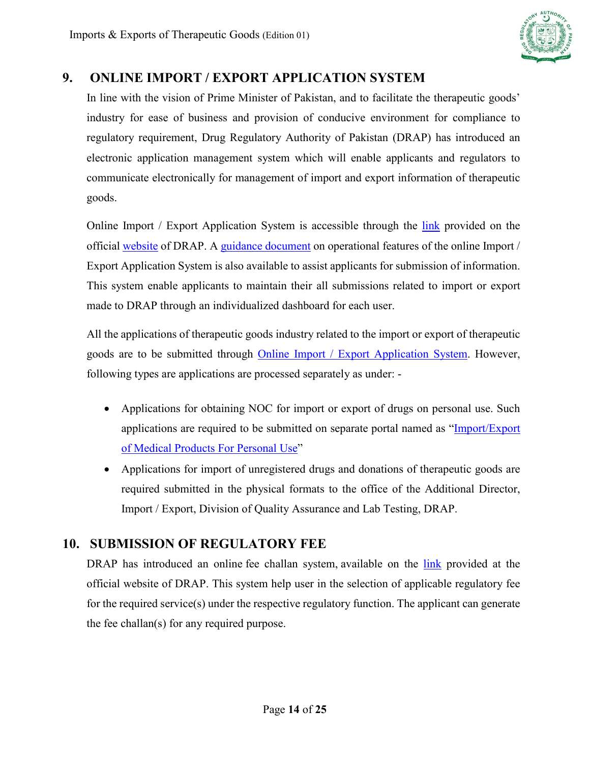## 9. ONLINE IMPORT / EXPORT APPLICATION SYSTEM

In line with the vision of Prime Minister of Pakistan, and to facilitate the therapeutic goods' industry for ease of business and provision of conducive environment for compliance to regulatory requirement, Drug Regulatory Authority of Pakistan (DRAP) has introduced an electronic application management system which will enable applicants and regulators to communicate electronically for management of import and export information of therapeutic goods.

Online Import / Export Application System is accessible through the link provided on the official website of DRAP. A guidance document on operational features of the online Import / Export Application System is also available to assist applicants for submission of information. This system enable applicants to maintain their all submissions related to import or export made to DRAP through an individualized dashboard for each user.

All the applications of therapeutic goods industry related to the import or export of therapeutic goods are to be submitted through Online Import / Export Application System. However, following types are applications are processed separately as under: -

- Applications for obtaining NOC for import or export of drugs on personal use. Such applications are required to be submitted on separate portal named as "Import/Export of Medical Products For Personal Use"
- Applications for import of unregistered drugs and donations of therapeutic goods are required submitted in the physical formats to the office of the Additional Director, Import / Export, Division of Quality Assurance and Lab Testing, DRAP.

## 10. SUBMISSION OF REGULATORY FEE

DRAP has introduced an online fee challan system, available on the link provided at the official website of DRAP. This system help user in the selection of applicable regulatory fee for the required service(s) under the respective regulatory function. The applicant can generate the fee challan(s) for any required purpose.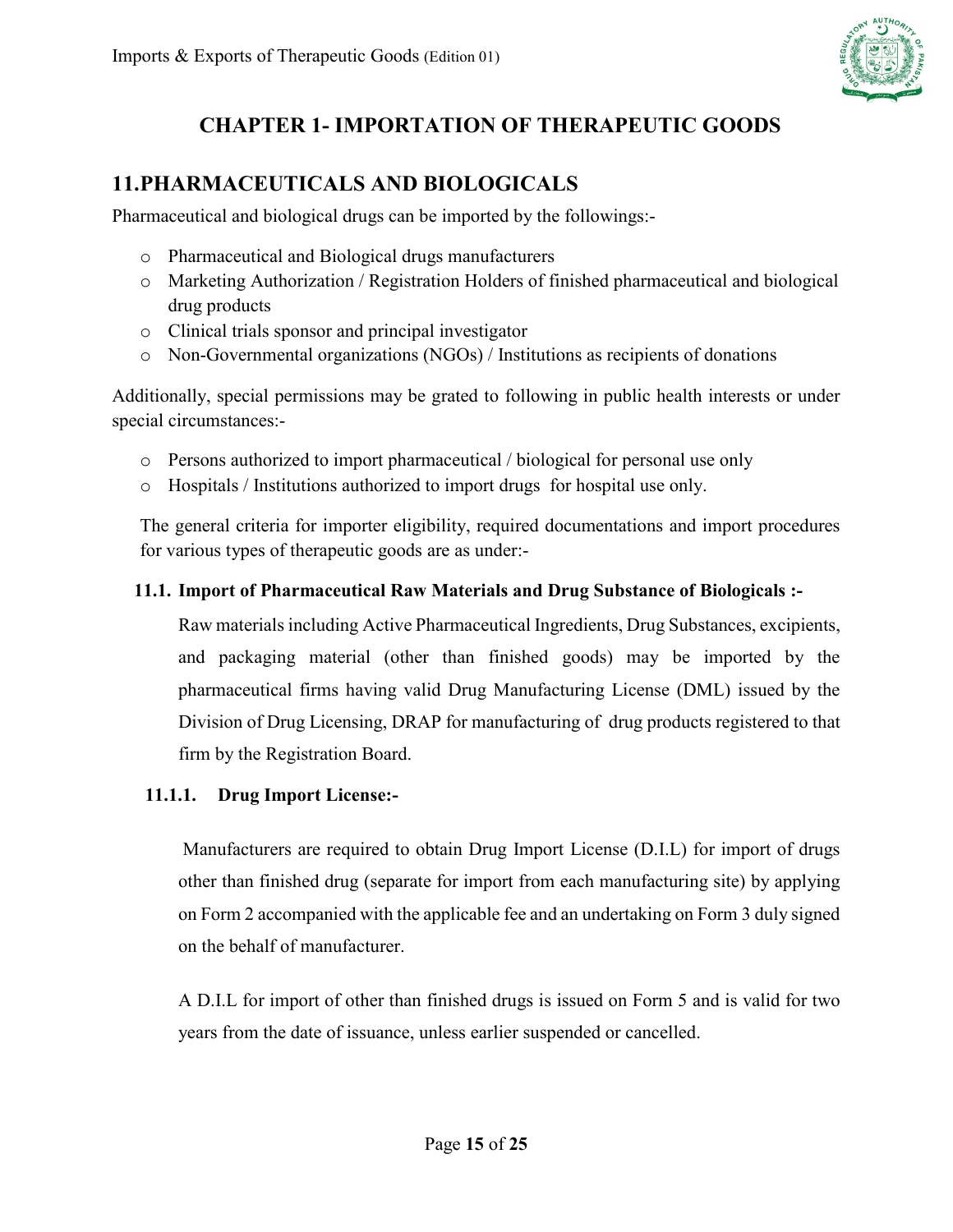# CHAPTER 1- IMPORTATION OF THERAPEUTIC GOODS

## 11.PHARMACEUTICALS AND BIOLOGICALS

Pharmaceutical and biological drugs can be imported by the followings:-

- Pharmaceutical and Biological drugs manufacturers
- Marketing Authorization / Registration Holders of finished pharmaceutical and biological drug products
- Clinical trials sponsor and principal investigator
- Non-Governmental organizations (NGOs) / Institutions as recipients of donations

Additionally, special permissions may be grated to following in public health interests or under special circumstances:-

- Persons authorized to import pharmaceutical / biological for personal use only
- Hospitals / Institutions authorized to import drugs for hospital use only.

The general criteria for importer eligibility, required documentations and import procedures for various types of therapeutic goods are as under:-

### 11.1. Import of Pharmaceutical Raw Materials and Drug Substance of Biologicals :-

Raw materials including Active Pharmaceutical Ingredients, Drug Substances, excipients, and packaging material (other than finished goods) may be imported by the pharmaceutical firms having valid Drug Manufacturing License (DML) issued by the Division of Drug Licensing, DRAP for manufacturing of drug products registered to that firm by the Registration Board.

#### 11.1.1. Drug Import License:-

Manufacturers are required to obtain Drug Import License (D.I.L) for import of drugs other than finished drug (separate for import from each manufacturing site) by applying on Form 2 accompanied with the applicable fee and an undertaking on Form 3 duly signed on the behalf of manufacturer.

A D.I.L for import of other than finished drugs is issued on Form 5 and is valid for two years from the date of issuance, unless earlier suspended or cancelled.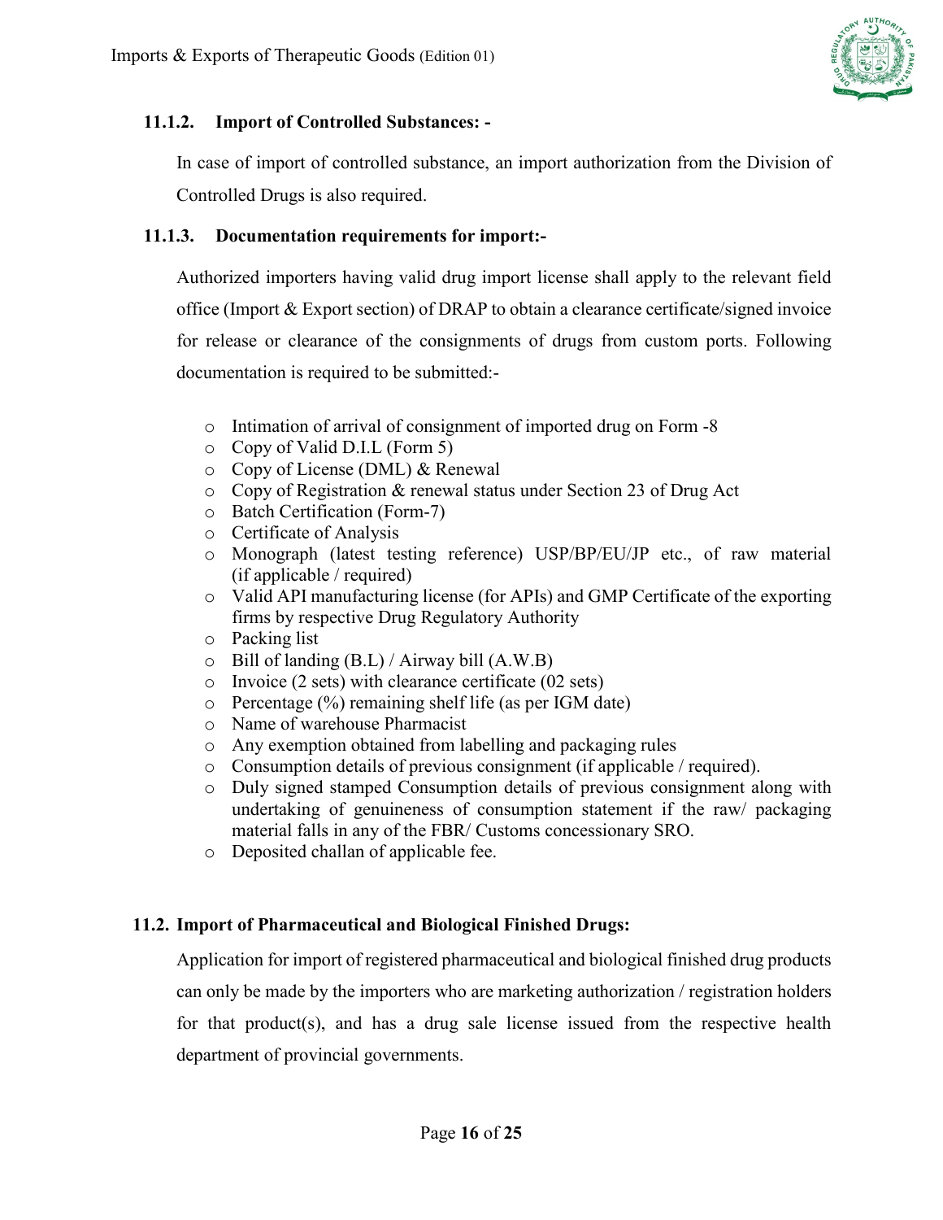#### 11.1.2. Import of Controlled Substances: -

In case of import of controlled substance, an import authorization from the Division of Controlled Drugs is also required.

#### 11.1.3. Documentation requirements for import:-

Authorized importers having valid drug import license shall apply to the relevant field office (Import & Export section) of DRAP to obtain a clearance certificate/signed invoice for release or clearance of the consignments of drugs from custom ports. Following documentation is required to be submitted:-

- Intimation of arrival of consignment of imported drug on Form -8
- Copy of Valid D.I.L (Form 5)
- Copy of License (DML) & Renewal
- Copy of Registration & renewal status under Section 23 of Drug Act
- Batch Certification (Form-7)
- Certificate of Analysis
- Monograph (latest testing reference) USP/BP/EU/JP etc., of raw material (if applicable / required)
- Valid API manufacturing license (for APIs) and GMP Certificate of the exporting firms by respective Drug Regulatory Authority
- Packing list
- Bill of landing (B.L) / Airway bill (A.W.B)
- Invoice (2 sets) with clearance certificate (02 sets)
- Percentage (%) remaining shelf life (as per IGM date)
- Name of warehouse Pharmacist
- Any exemption obtained from labelling and packaging rules
- Consumption details of previous consignment (if applicable / required).
- Duly signed stamped Consumption details of previous consignment along with undertaking of genuineness of consumption statement if the raw/ packaging material falls in any of the FBR/ Customs concessionary SRO.
- Deposited challan of applicable fee.

### 11.2. Import of Pharmaceutical and Biological Finished Drugs:

Application for import of registered pharmaceutical and biological finished drug products can only be made by the importers who are marketing authorization / registration holders for that product(s), and has a drug sale license issued from the respective health department of provincial governments.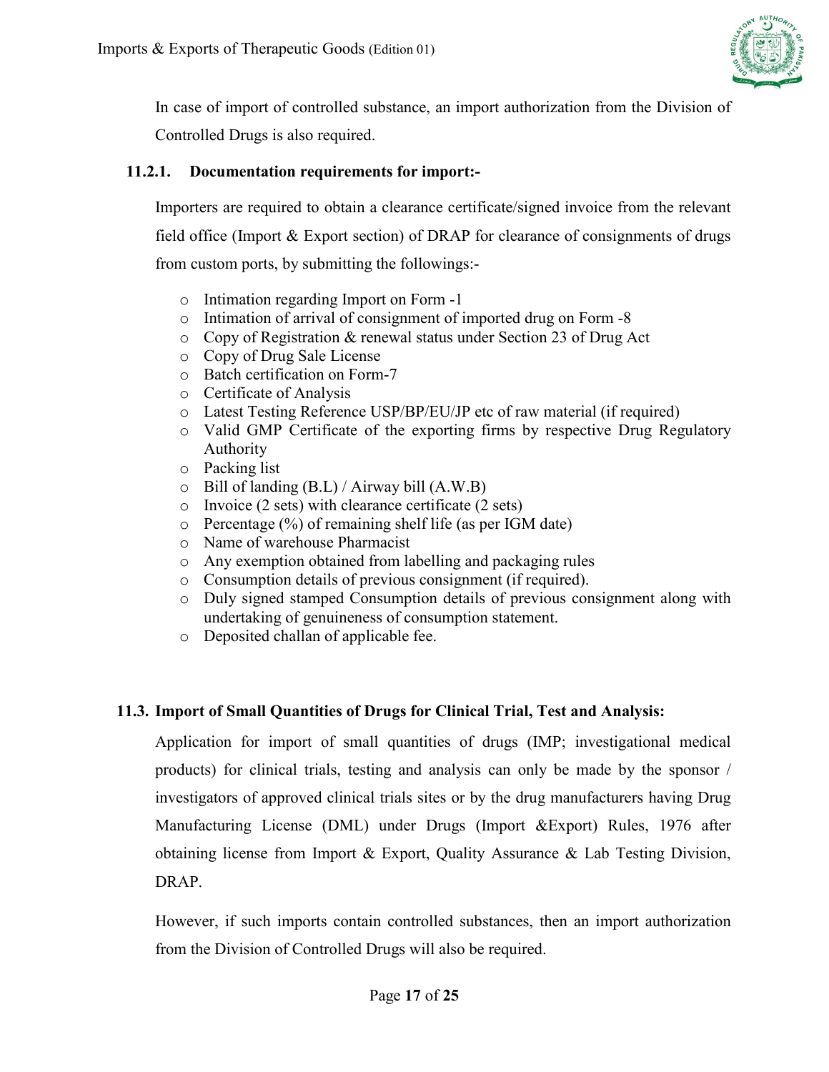In case of import of controlled substance, an import authorization from the Division of Controlled Drugs is also required.

### 11.2.1. Documentation requirements for import:-

Importers are required to obtain a clearance certificate/signed invoice from the relevant field office (Import & Export section) of DRAP for clearance of consignments of drugs from custom ports, by submitting the followings:-

- Intimation regarding Import on Form -1
- Intimation of arrival of consignment of imported drug on Form -8
- Copy of Registration & renewal status under Section 23 of Drug Act
- Copy of Drug Sale License
- Batch certification on Form-7
- Certificate of Analysis
- Latest Testing Reference USP/BP/EU/JP etc of raw material (if required)
- Valid GMP Certificate of the exporting firms by respective Drug Regulatory Authority
- Packing list
- Bill of landing (B.L) / Airway bill (A.W.B)
- Invoice (2 sets) with clearance certificate (2 sets)
- Percentage (%) of remaining shelf life (as per IGM date)
- Name of warehouse Pharmacist
- Any exemption obtained from labelling and packaging rules
- Consumption details of previous consignment (if required).
- Duly signed stamped Consumption details of previous consignment along with undertaking of genuineness of consumption statement.
- Deposited challan of applicable fee.

## 11.3. Import of Small Quantities of Drugs for Clinical Trial, Test and Analysis:

Application for import of small quantities of drugs (IMP; investigational medical products) for clinical trials, testing and analysis can only be made by the sponsor / investigators of approved clinical trials sites or by the drug manufacturers having Drug Manufacturing License (DML) under Drugs (Import &Export) Rules, 1976 after obtaining license from Import & Export, Quality Assurance & Lab Testing Division, DRAP.

However, if such imports contain controlled substances, then an import authorization from the Division of Controlled Drugs will also be required.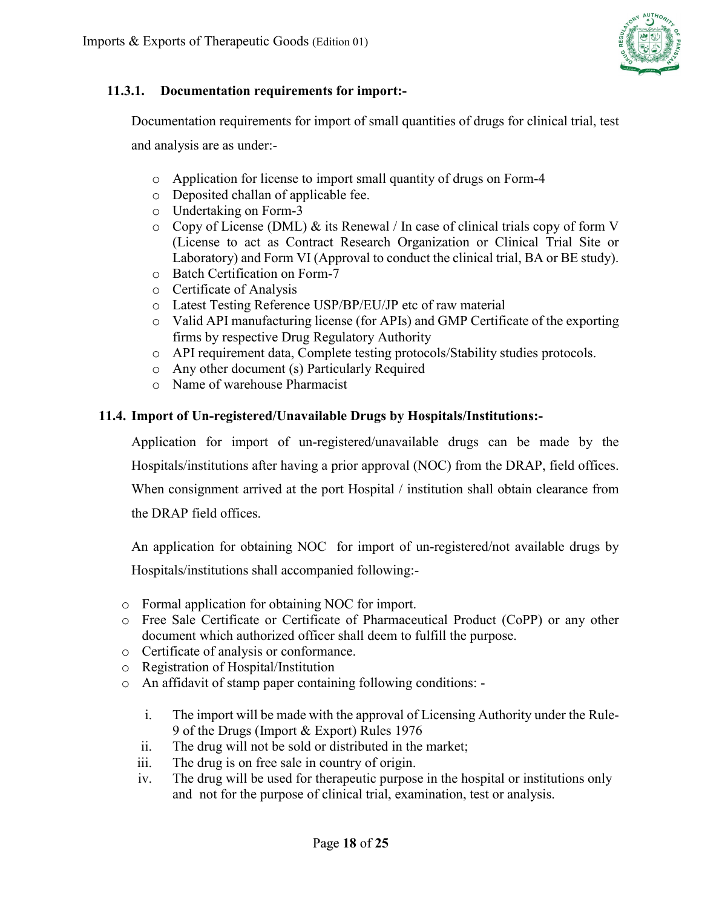### 11.3.1. Documentation requirements for import:-

Documentation requirements for import of small quantities of drugs for clinical trial, test and analysis are as under:-

- Application for license to import small quantity of drugs on Form-4
- Deposited challan of applicable fee.
- Undertaking on Form-3
- Copy of License (DML) & its Renewal / In case of clinical trials copy of form V (License to act as Contract Research Organization or Clinical Trial Site or Laboratory) and Form VI (Approval to conduct the clinical trial, BA or BE study).
- Batch Certification on Form-7
- Certificate of Analysis
- Latest Testing Reference USP/BP/EU/JP etc of raw material
- Valid API manufacturing license (for APIs) and GMP Certificate of the exporting firms by respective Drug Regulatory Authority
- API requirement data, Complete testing protocols/Stability studies protocols.
- Any other document (s) Particularly Required
- Name of warehouse Pharmacist

## 11.4. Import of Un-registered/Unavailable Drugs by Hospitals/Institutions:-

Application for import of un-registered/unavailable drugs can be made by the Hospitals/institutions after having a prior approval (NOC) from the DRAP, field offices. When consignment arrived at the port Hospital / institution shall obtain clearance from the DRAP field offices.

An application for obtaining NOC for import of un-registered/not available drugs by Hospitals/institutions shall accompanied following:-

- Formal application for obtaining NOC for import.
- Free Sale Certificate or Certificate of Pharmaceutical Product (CoPP) or any other document which authorized officer shall deem to fulfill the purpose.
- Certificate of analysis or conformance.
- Registration of Hospital/Institution
- An affidavit of stamp paper containing following conditions: -

  i. The import will be made with the approval of Licensing Authority under the Rule-9 of the Drugs (Import & Export) Rules 1976
  ii. The drug will not be sold or distributed in the market;
  iii. The drug is on free sale in country of origin.
  iv. The drug will be used for therapeutic purpose in the hospital or institutions only and not for the purpose of clinical trial, examination, test or analysis.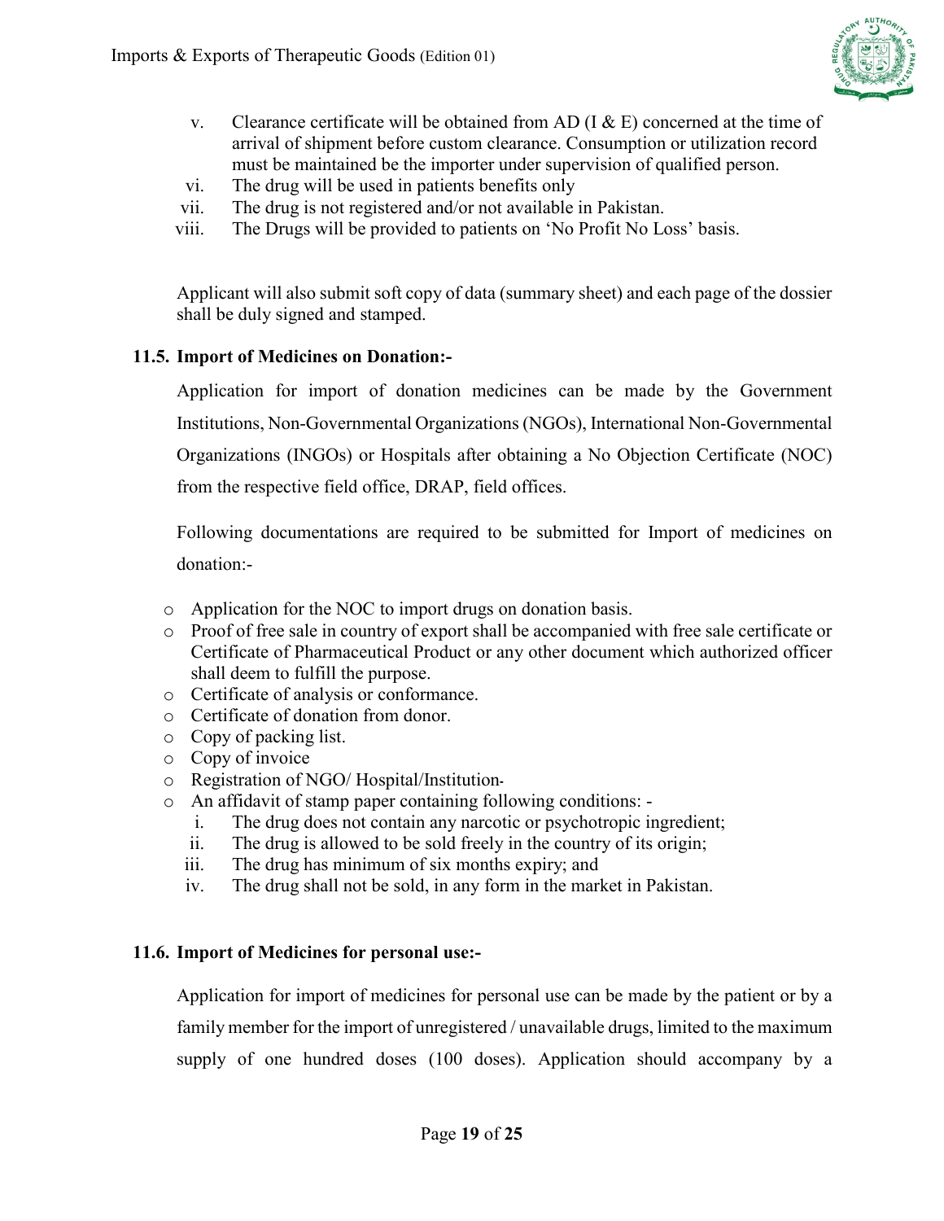v. Clearance certificate will be obtained from AD (I & E) concerned at the time of arrival of shipment before custom clearance. Consumption or utilization record must be maintained be the importer under supervision of qualified person.
vi. The drug will be used in patients benefits only
vii. The drug is not registered and/or not available in Pakistan.
viii. The Drugs will be provided to patients on 'No Profit No Loss' basis.

Applicant will also submit soft copy of data (summary sheet) and each page of the dossier shall be duly signed and stamped.

### 11.5. Import of Medicines on Donation:-

Application for import of donation medicines can be made by the Government Institutions, Non-Governmental Organizations (NGOs), International Non-Governmental Organizations (INGOs) or Hospitals after obtaining a No Objection Certificate (NOC) from the respective field office, DRAP, field offices.

Following documentations are required to be submitted for Import of medicines on donation:-

- Application for the NOC to import drugs on donation basis.
- Proof of free sale in country of export shall be accompanied with free sale certificate or Certificate of Pharmaceutical Product or any other document which authorized officer shall deem to fulfill the purpose.
- Certificate of analysis or conformance.
- Certificate of donation from donor.
- Copy of packing list.
- Copy of invoice
- Registration of NGO/ Hospital/Institution-
- An affidavit of stamp paper containing following conditions: -
  i. The drug does not contain any narcotic or psychotropic ingredient;
  ii. The drug is allowed to be sold freely in the country of its origin;
  iii. The drug has minimum of six months expiry; and
  iv. The drug shall not be sold, in any form in the market in Pakistan.

### 11.6. Import of Medicines for personal use:-

Application for import of medicines for personal use can be made by the patient or by a family member for the import of unregistered / unavailable drugs, limited to the maximum supply of one hundred doses (100 doses). Application should accompany by a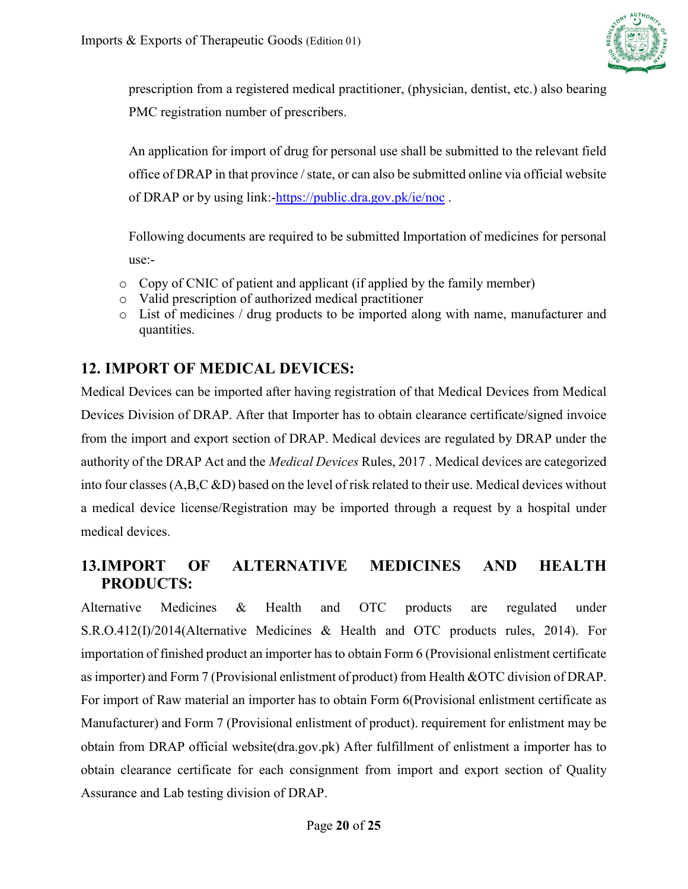prescription from a registered medical practitioner, (physician, dentist, etc.) also bearing PMC registration number of prescribers.

An application for import of drug for personal use shall be submitted to the relevant field office of DRAP in that province / state, or can also be submitted online via official website of DRAP or by using link:-https://public.dra.gov.pk/ie/noc .

Following documents are required to be submitted Importation of medicines for personal use:-

- Copy of CNIC of patient and applicant (if applied by the family member)
- Valid prescription of authorized medical practitioner
- List of medicines / drug products to be imported along with name, manufacturer and quantities.

## 12. IMPORT OF MEDICAL DEVICES:

Medical Devices can be imported after having registration of that Medical Devices from Medical Devices Division of DRAP. After that Importer has to obtain clearance certificate/signed invoice from the import and export section of DRAP. Medical devices are regulated by DRAP under the authority of the DRAP Act and the *Medical Devices* Rules, 2017 . Medical devices are categorized into four classes (A,B,C &D) based on the level of risk related to their use. Medical devices without a medical device license/Registration may be imported through a request by a hospital under medical devices.

## 13.IMPORT OF ALTERNATIVE MEDICINES AND HEALTH PRODUCTS:

Alternative Medicines & Health and OTC products are regulated under S.R.O.412(I)/2014(Alternative Medicines & Health and OTC products rules, 2014). For importation of finished product an importer has to obtain Form 6 (Provisional enlistment certificate as importer) and Form 7 (Provisional enlistment of product) from Health &OTC division of DRAP. For import of Raw material an importer has to obtain Form 6(Provisional enlistment certificate as Manufacturer) and Form 7 (Provisional enlistment of product). requirement for enlistment may be obtain from DRAP official website(dra.gov.pk) After fulfillment of enlistment a importer has to obtain clearance certificate for each consignment from import and export section of Quality Assurance and Lab testing division of DRAP.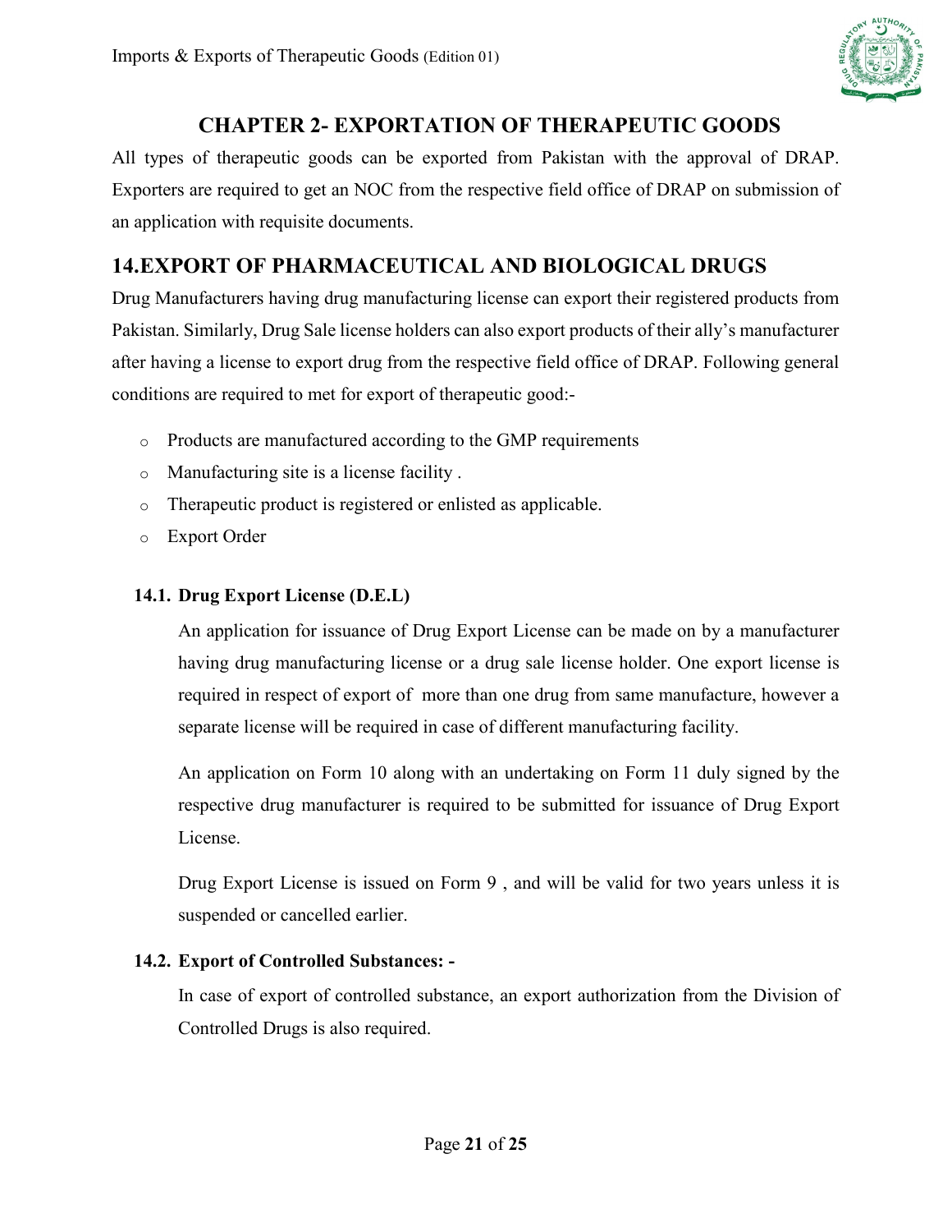# CHAPTER 2- EXPORTATION OF THERAPEUTIC GOODS

All types of therapeutic goods can be exported from Pakistan with the approval of DRAP. Exporters are required to get an NOC from the respective field office of DRAP on submission of an application with requisite documents.

## 14. EXPORT OF PHARMACEUTICAL AND BIOLOGICAL DRUGS

Drug Manufacturers having drug manufacturing license can export their registered products from Pakistan. Similarly, Drug Sale license holders can also export products of their ally's manufacturer after having a license to export drug from the respective field office of DRAP. Following general conditions are required to met for export of therapeutic good:-

- Products are manufactured according to the GMP requirements
- Manufacturing site is a license facility .
- Therapeutic product is registered or enlisted as applicable.
- Export Order

### 14.1. Drug Export License (D.E.L)

An application for issuance of Drug Export License can be made on by a manufacturer having drug manufacturing license or a drug sale license holder. One export license is required in respect of export of more than one drug from same manufacture, however a separate license will be required in case of different manufacturing facility.

An application on Form 10 along with an undertaking on Form 11 duly signed by the respective drug manufacturer is required to be submitted for issuance of Drug Export License.

Drug Export License is issued on Form 9 , and will be valid for two years unless it is suspended or cancelled earlier.

### 14.2. Export of Controlled Substances: -

In case of export of controlled substance, an export authorization from the Division of Controlled Drugs is also required.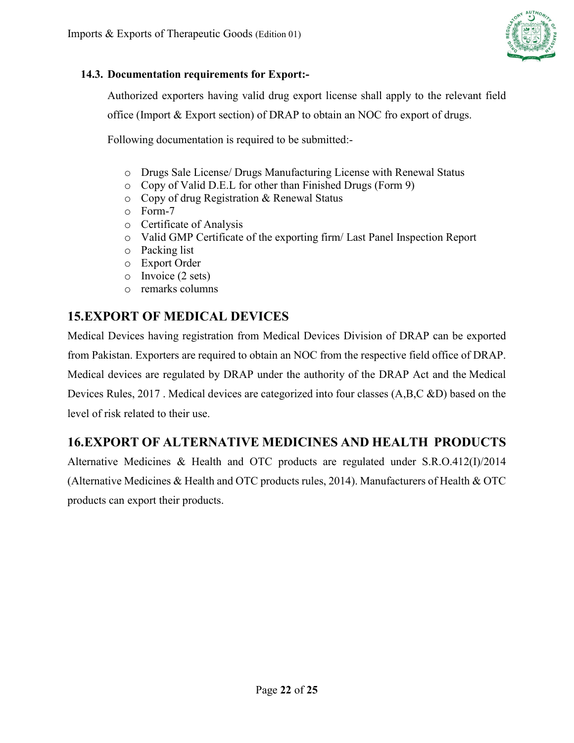### 14.3. Documentation requirements for Export:-

Authorized exporters having valid drug export license shall apply to the relevant field office (Import & Export section) of DRAP to obtain an NOC fro export of drugs.

Following documentation is required to be submitted:-

- Drugs Sale License/ Drugs Manufacturing License with Renewal Status
- Copy of Valid D.E.L for other than Finished Drugs (Form 9)
- Copy of drug Registration & Renewal Status
- Form-7
- Certificate of Analysis
- Valid GMP Certificate of the exporting firm/ Last Panel Inspection Report
- Packing list
- Export Order
- Invoice (2 sets)
- remarks columns

## 15.EXPORT OF MEDICAL DEVICES

Medical Devices having registration from Medical Devices Division of DRAP can be exported from Pakistan. Exporters are required to obtain an NOC from the respective field office of DRAP. Medical devices are regulated by DRAP under the authority of the DRAP Act and the Medical Devices Rules, 2017 . Medical devices are categorized into four classes (A,B,C &D) based on the level of risk related to their use.

## 16.EXPORT OF ALTERNATIVE MEDICINES AND HEALTH PRODUCTS

Alternative Medicines & Health and OTC products are regulated under S.R.O.412(I)/2014 (Alternative Medicines & Health and OTC products rules, 2014). Manufacturers of Health & OTC products can export their products.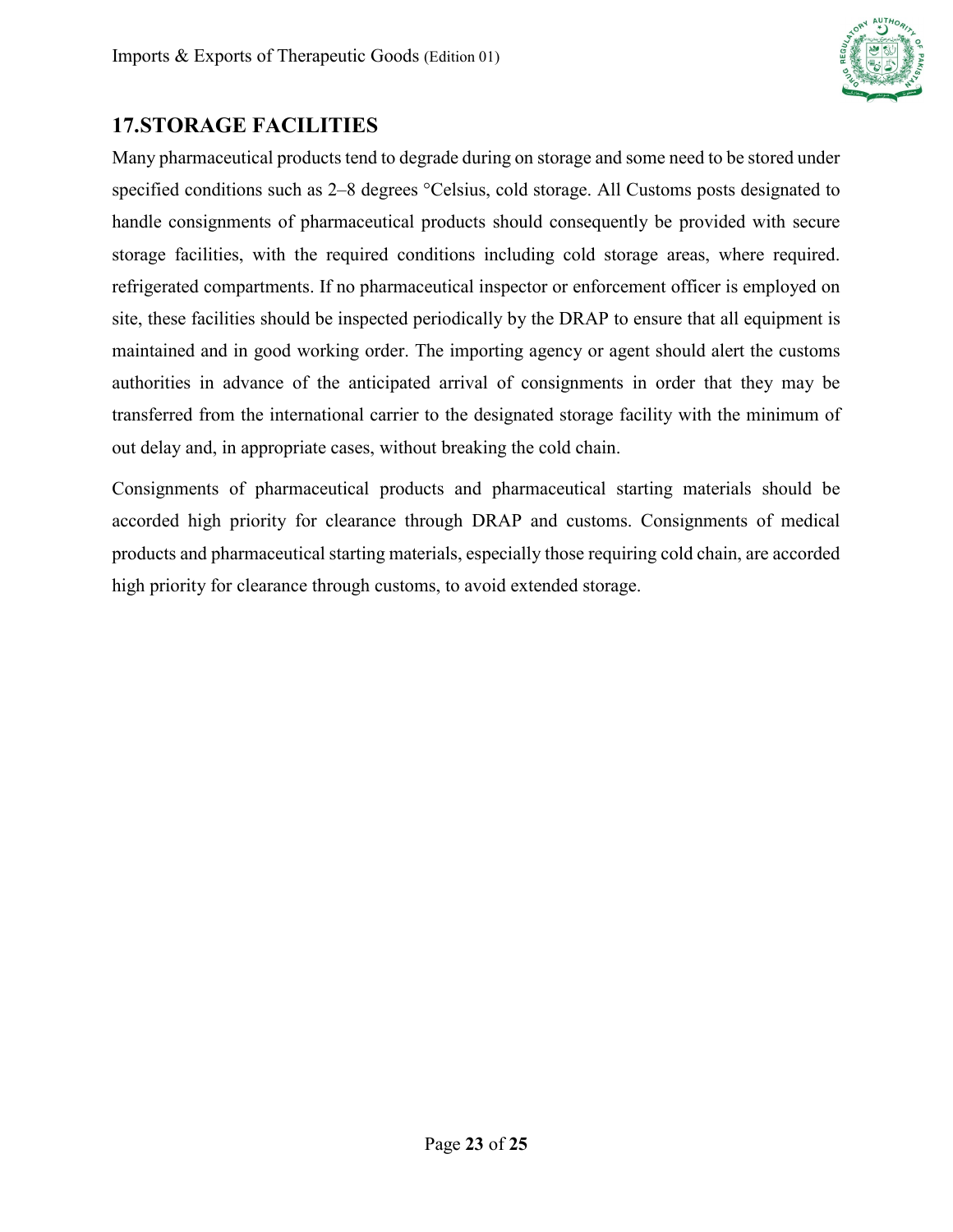## 17.STORAGE FACILITIES

Many pharmaceutical products tend to degrade during on storage and some need to be stored under specified conditions such as 2–8 degrees °Celsius, cold storage. All Customs posts designated to handle consignments of pharmaceutical products should consequently be provided with secure storage facilities, with the required conditions including cold storage areas, where required. refrigerated compartments. If no pharmaceutical inspector or enforcement officer is employed on site, these facilities should be inspected periodically by the DRAP to ensure that all equipment is maintained and in good working order. The importing agency or agent should alert the customs authorities in advance of the anticipated arrival of consignments in order that they may be transferred from the international carrier to the designated storage facility with the minimum of out delay and, in appropriate cases, without breaking the cold chain.

Consignments of pharmaceutical products and pharmaceutical starting materials should be accorded high priority for clearance through DRAP and customs. Consignments of medical products and pharmaceutical starting materials, especially those requiring cold chain, are accorded high priority for clearance through customs, to avoid extended storage.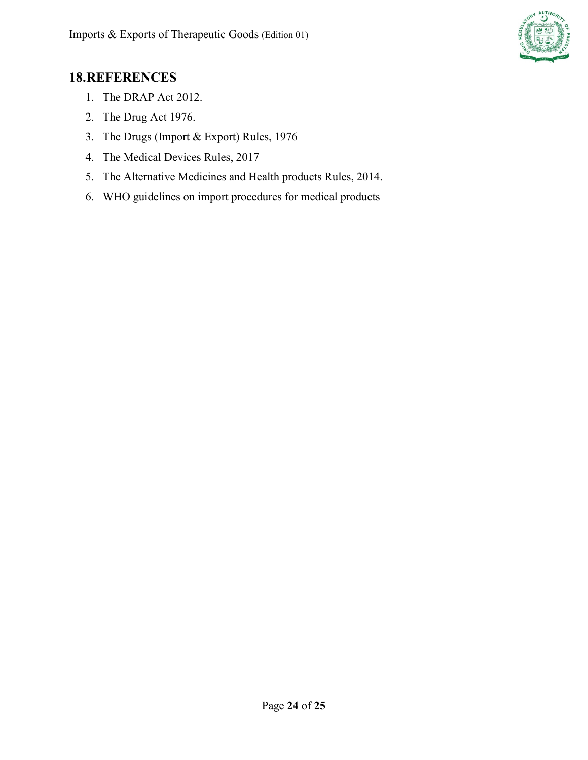## 18. REFERENCES

1. The DRAP Act 2012.
2. The Drug Act 1976.
3. The Drugs (Import & Export) Rules, 1976
4. The Medical Devices Rules, 2017
5. The Alternative Medicines and Health products Rules, 2014.
6. WHO guidelines on import procedures for medical products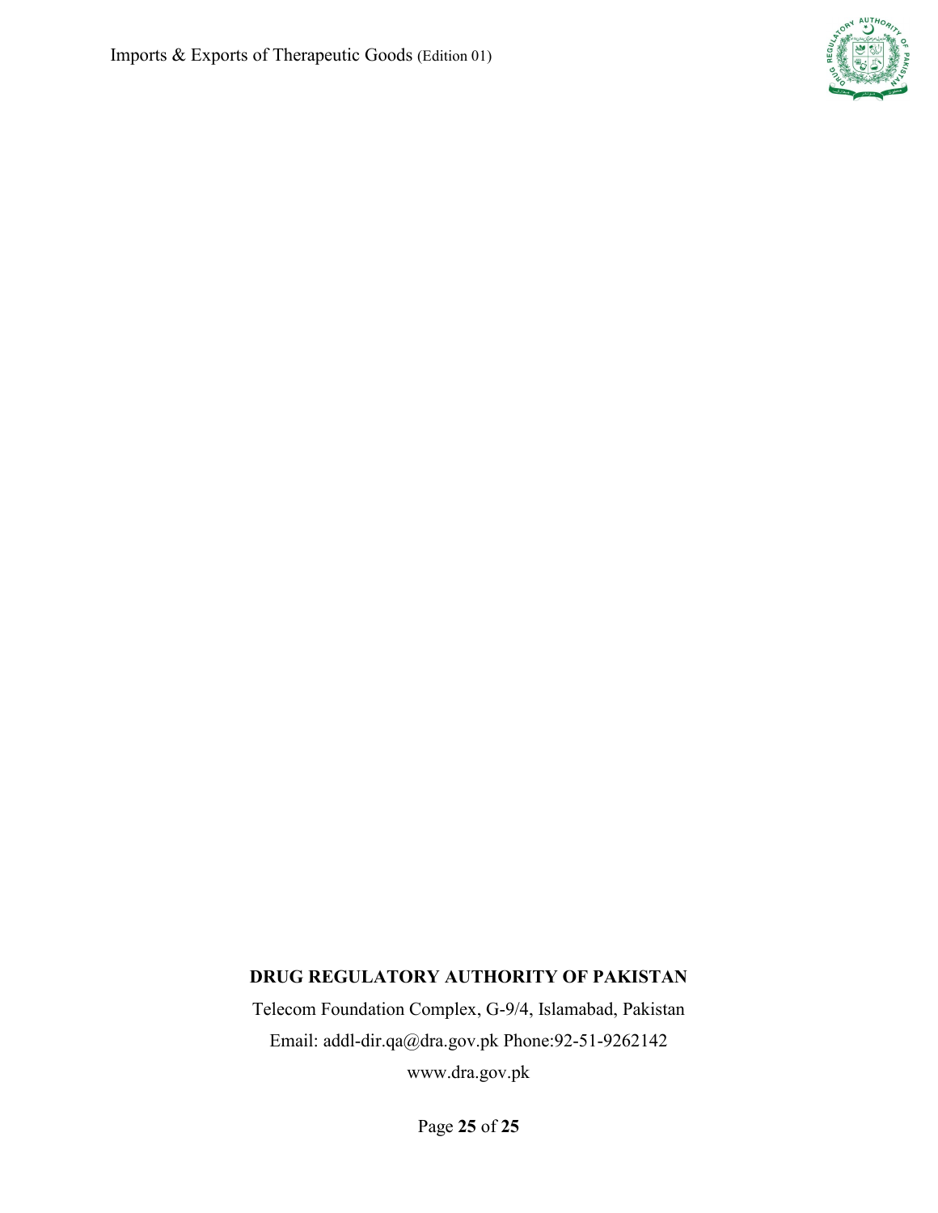**DRUG REGULATORY AUTHORITY OF PAKISTAN**

Telecom Foundation Complex, G-9/4, Islamabad, Pakistan

Email: addl-dir.qa@dra.gov.pk Phone:92-51-9262142

www.dra.gov.pk